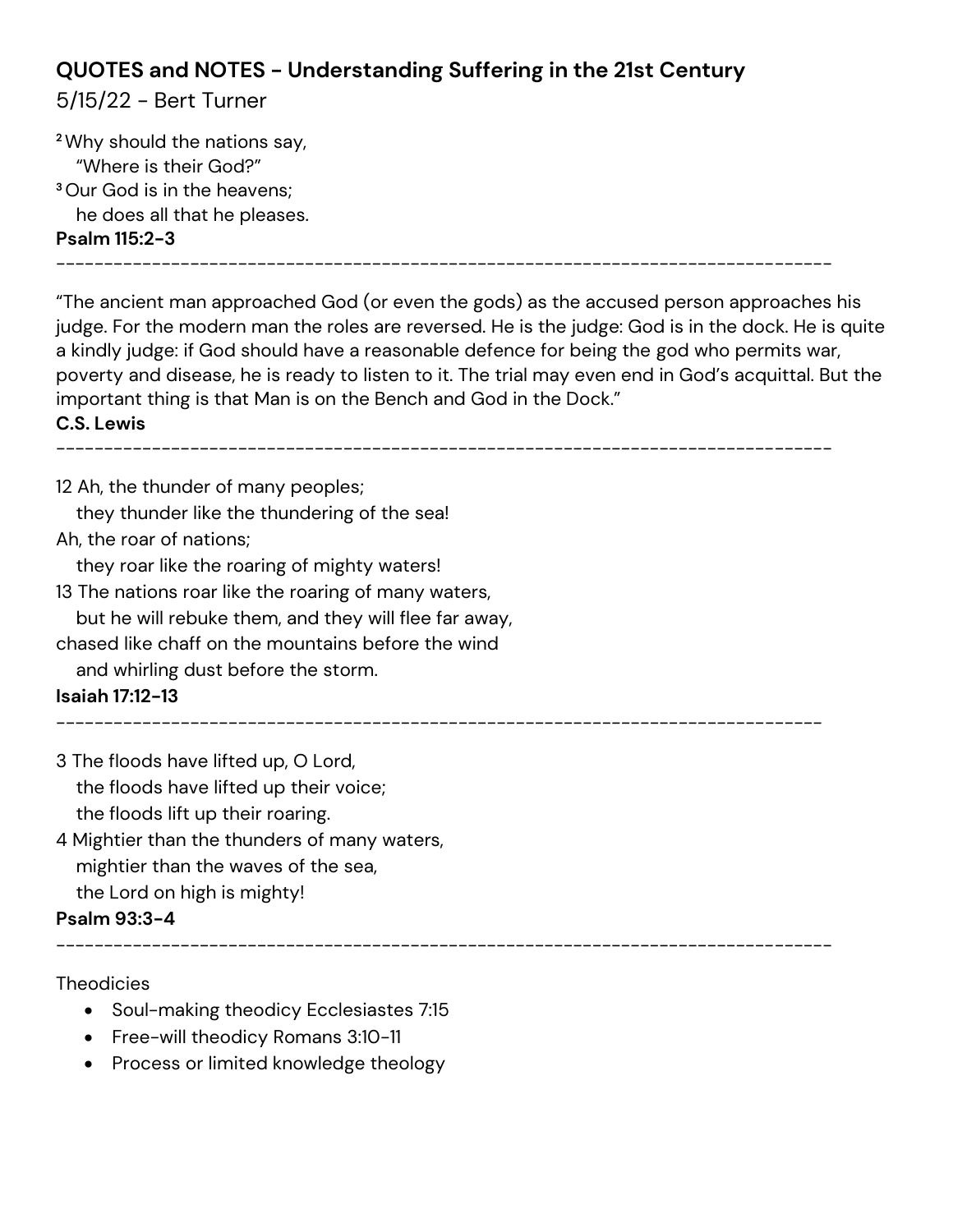## QUOTES and NOTES - Understanding Suffering in the 21st Century

5/15/22 - Bert Turner

[2] Why should the nations say,
  "Where is their God?"
[3] Our God is in the heavens;
  he does all that he pleases.

**Psalm 115:2-3**

---

"The ancient man approached God (or even the gods) as the accused person approaches his judge. For the modern man the roles are reversed. He is the judge: God is in the dock. He is quite a kindly judge: if God should have a reasonable defence for being the god who permits war, poverty and disease, he is ready to listen to it. The trial may even end in God's acquittal. But the important thing is that Man is on the Bench and God in the Dock."

**C.S. Lewis**

---

12 Ah, the thunder of many peoples;
  they thunder like the thundering of the sea!
Ah, the roar of nations;
  they roar like the roaring of mighty waters!
13 The nations roar like the roaring of many waters,
  but he will rebuke them, and they will flee far away,
chased like chaff on the mountains before the wind
  and whirling dust before the storm.

**Isaiah 17:12-13**

---

3 The floods have lifted up, O Lord,
  the floods have lifted up their voice;
  the floods lift up their roaring.
4 Mightier than the thunders of many waters,
  mightier than the waves of the sea,
  the Lord on high is mighty!

**Psalm 93:3-4**

---

Theodicies

- Soul-making theodicy Ecclesiastes 7:15
- Free-will theodicy Romans 3:10-11
- Process or limited knowledge theology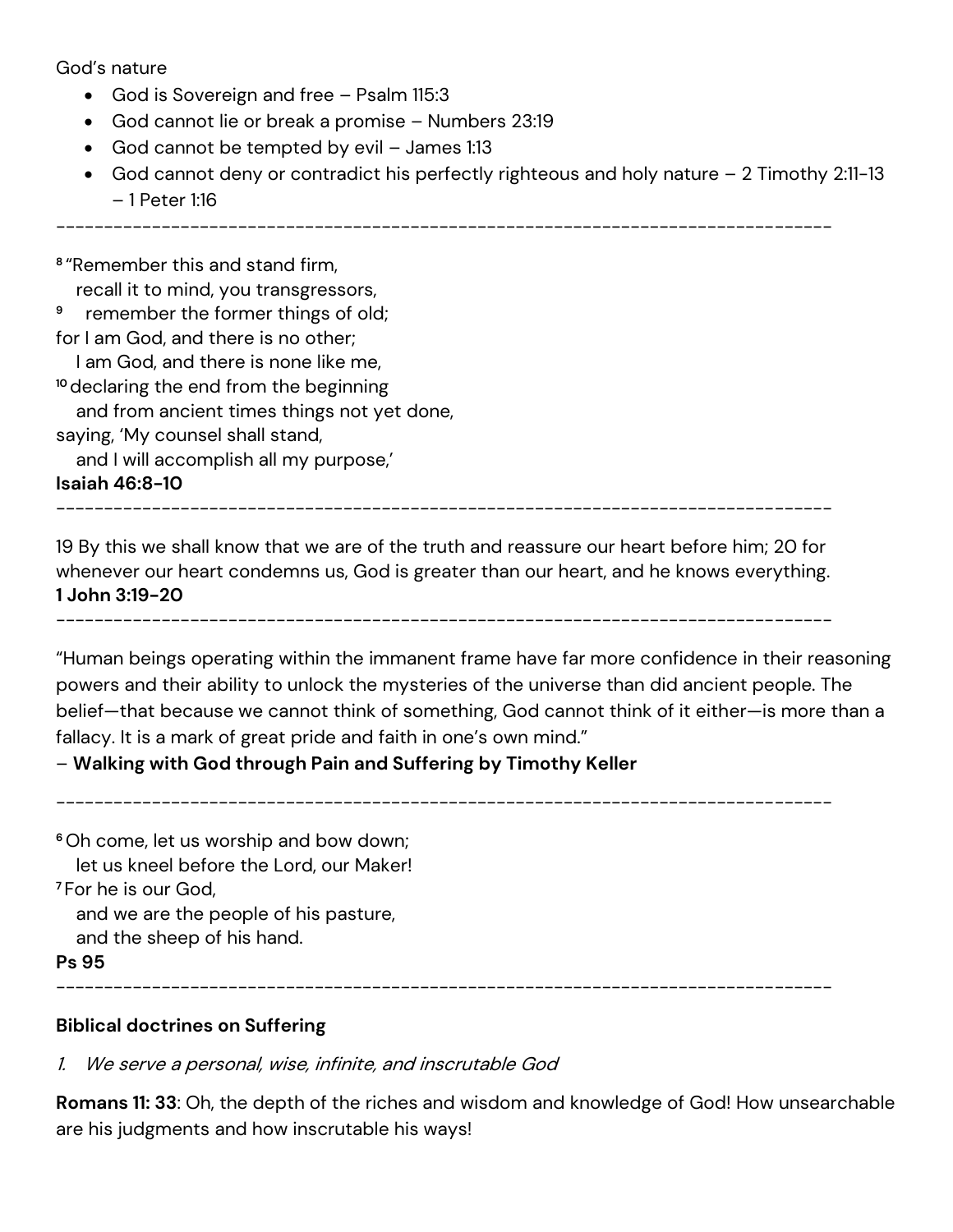God's nature

- God is Sovereign and free – Psalm 115:3
- God cannot lie or break a promise – Numbers 23:19
- God cannot be tempted by evil – James 1:13
- God cannot deny or contradict his perfectly righteous and holy nature – 2 Timothy 2:11-13 – 1 Peter 1:16

---

[8] "Remember this and stand firm,
recall it to mind, you transgressors,
[9] remember the former things of old;
for I am God, and there is no other;
I am God, and there is none like me,
[10] declaring the end from the beginning
and from ancient times things not yet done,
saying, 'My counsel shall stand,
and I will accomplish all my purpose,'
**Isaiah 46:8-10**

---

19 By this we shall know that we are of the truth and reassure our heart before him; 20 for whenever our heart condemns us, God is greater than our heart, and he knows everything.
**1 John 3:19-20**

---

"Human beings operating within the immanent frame have far more confidence in their reasoning powers and their ability to unlock the mysteries of the universe than did ancient people. The belief—that because we cannot think of something, God cannot think of it either—is more than a fallacy. It is a mark of great pride and faith in one's own mind."

– **Walking with God through Pain and Suffering by Timothy Keller**

---

[6] Oh come, let us worship and bow down;
let us kneel before the Lord, our Maker!
[7] For he is our God,
and we are the people of his pasture,
and the sheep of his hand.
**Ps 95**

---

**Biblical doctrines on Suffering**

1. *We serve a personal, wise, infinite, and inscrutable God*

**Romans 11: 33**: Oh, the depth of the riches and wisdom and knowledge of God! How unsearchable are his judgments and how inscrutable his ways!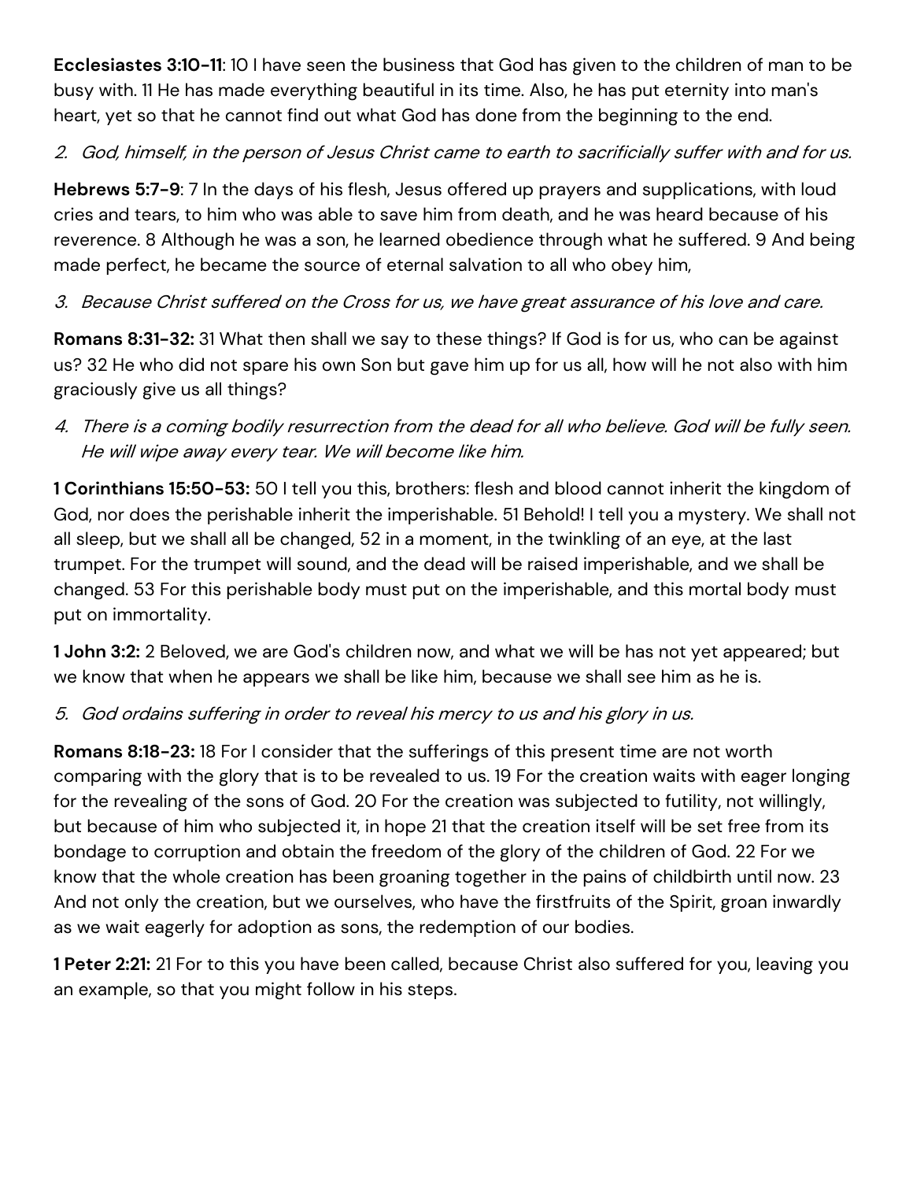**Ecclesiastes 3:10-11**: 10 I have seen the business that God has given to the children of man to be busy with. 11 He has made everything beautiful in its time. Also, he has put eternity into man's heart, yet so that he cannot find out what God has done from the beginning to the end.

2. *God, himself, in the person of Jesus Christ came to earth to sacrificially suffer with and for us.*

**Hebrews 5:7-9**: 7 In the days of his flesh, Jesus offered up prayers and supplications, with loud cries and tears, to him who was able to save him from death, and he was heard because of his reverence. 8 Although he was a son, he learned obedience through what he suffered. 9 And being made perfect, he became the source of eternal salvation to all who obey him,

3. *Because Christ suffered on the Cross for us, we have great assurance of his love and care.*

**Romans 8:31-32:** 31 What then shall we say to these things? If God is for us, who can be against us? 32 He who did not spare his own Son but gave him up for us all, how will he not also with him graciously give us all things?

4. *There is a coming bodily resurrection from the dead for all who believe. God will be fully seen. He will wipe away every tear. We will become like him.*

**1 Corinthians 15:50-53:** 50 I tell you this, brothers: flesh and blood cannot inherit the kingdom of God, nor does the perishable inherit the imperishable. 51 Behold! I tell you a mystery. We shall not all sleep, but we shall all be changed, 52 in a moment, in the twinkling of an eye, at the last trumpet. For the trumpet will sound, and the dead will be raised imperishable, and we shall be changed. 53 For this perishable body must put on the imperishable, and this mortal body must put on immortality.

**1 John 3:2:** 2 Beloved, we are God's children now, and what we will be has not yet appeared; but we know that when he appears we shall be like him, because we shall see him as he is.

5. *God ordains suffering in order to reveal his mercy to us and his glory in us.*

**Romans 8:18-23:** 18 For I consider that the sufferings of this present time are not worth comparing with the glory that is to be revealed to us. 19 For the creation waits with eager longing for the revealing of the sons of God. 20 For the creation was subjected to futility, not willingly, but because of him who subjected it, in hope 21 that the creation itself will be set free from its bondage to corruption and obtain the freedom of the glory of the children of God. 22 For we know that the whole creation has been groaning together in the pains of childbirth until now. 23 And not only the creation, but we ourselves, who have the firstfruits of the Spirit, groan inwardly as we wait eagerly for adoption as sons, the redemption of our bodies.

**1 Peter 2:21:** 21 For to this you have been called, because Christ also suffered for you, leaving you an example, so that you might follow in his steps.